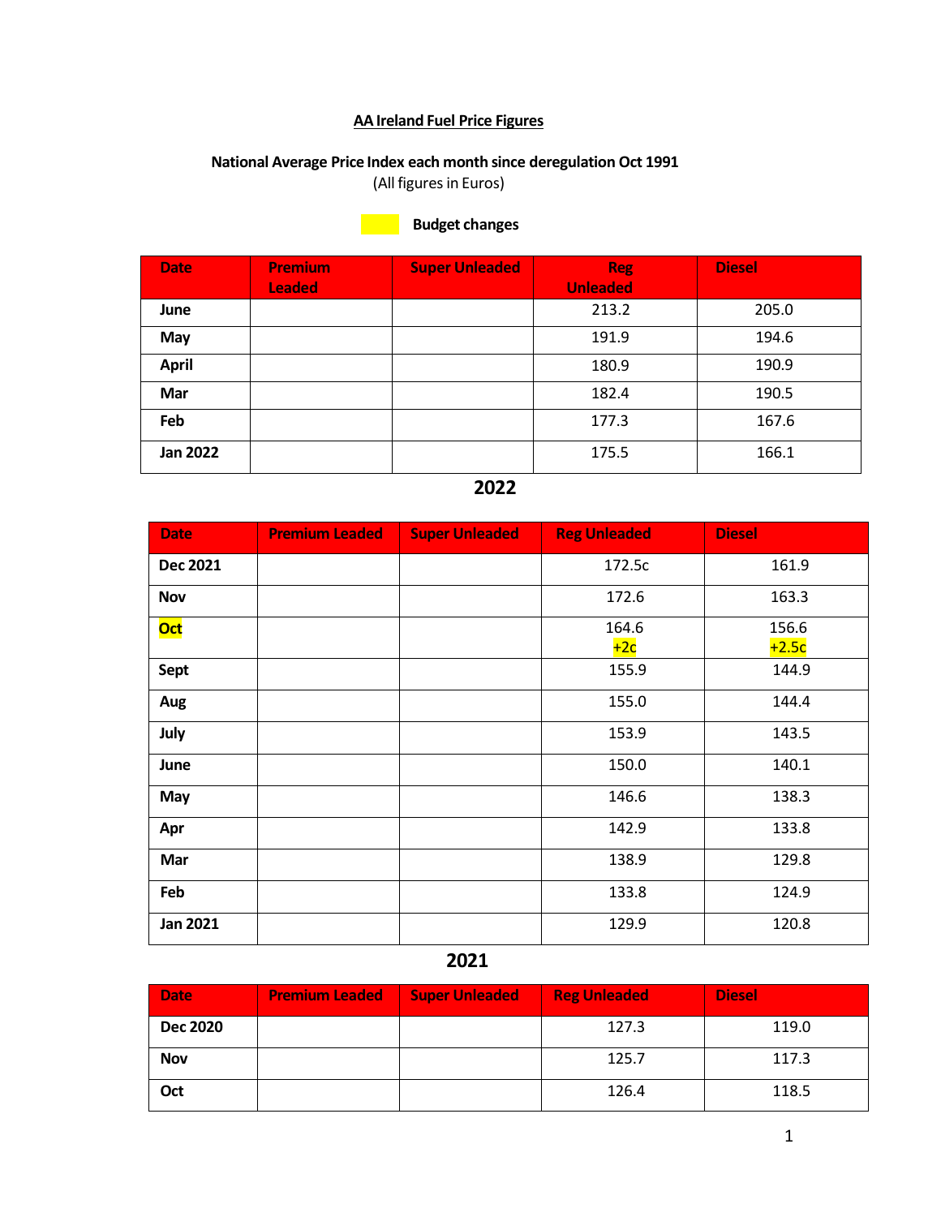# AA Ireland Fuel Price Figures

## National Average Price Index each month since deregulation Oct 1991

(All figures in Euros)

Budget changes

| Date | Premium Leaded | Super Unleaded | Reg Unleaded | Diesel |
|---|---|---|---|---|
| June | | | 213.2 | 205.0 |
| May | | | 191.9 | 194.6 |
| April | | | 180.9 | 190.9 |
| Mar | | | 182.4 | 190.5 |
| Feb | | | 177.3 | 167.6 |
| Jan 2022 | | | 175.5 | 166.1 |

## 2022

| Date | Premium Leaded | Super Unleaded | Reg Unleaded | Diesel |
|---|---|---|---|---|
| Dec 2021 | | | 172.5c | 161.9 |
| Nov | | | 172.6 | 163.3 |
| Oct | | | 164.6 +2c | 156.6 +2.5c |
| Sept | | | 155.9 | 144.9 |
| Aug | | | 155.0 | 144.4 |
| July | | | 153.9 | 143.5 |
| June | | | 150.0 | 140.1 |
| May | | | 146.6 | 138.3 |
| Apr | | | 142.9 | 133.8 |
| Mar | | | 138.9 | 129.8 |
| Feb | | | 133.8 | 124.9 |
| Jan 2021 | | | 129.9 | 120.8 |

## 2021

| Date | Premium Leaded | Super Unleaded | Reg Unleaded | Diesel |
|---|---|---|---|---|
| Dec 2020 | | | 127.3 | 119.0 |
| Nov | | | 125.7 | 117.3 |
| Oct | | | 126.4 | 118.5 |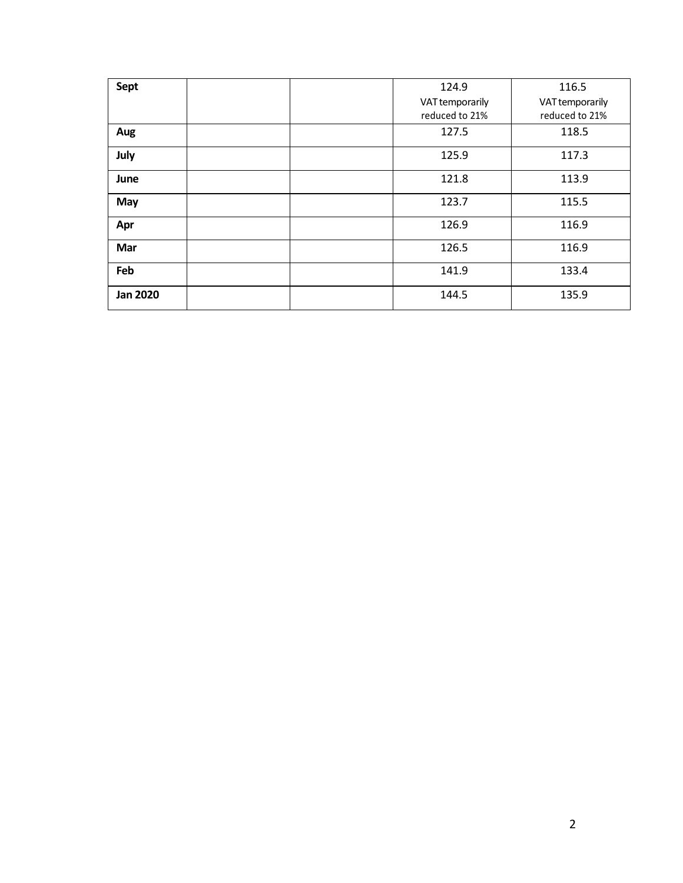| | | | | |
|---|---|---|---|---|
| **Sept** | | | 124.9 VAT temporarily reduced to 21% | 116.5 VAT temporarily reduced to 21% |
| **Aug** | | | 127.5 | 118.5 |
| **July** | | | 125.9 | 117.3 |
| **June** | | | 121.8 | 113.9 |
| **May** | | | 123.7 | 115.5 |
| **Apr** | | | 126.9 | 116.9 |
| **Mar** | | | 126.5 | 116.9 |
| **Feb** | | | 141.9 | 133.4 |
| **Jan 2020** | | | 144.5 | 135.9 |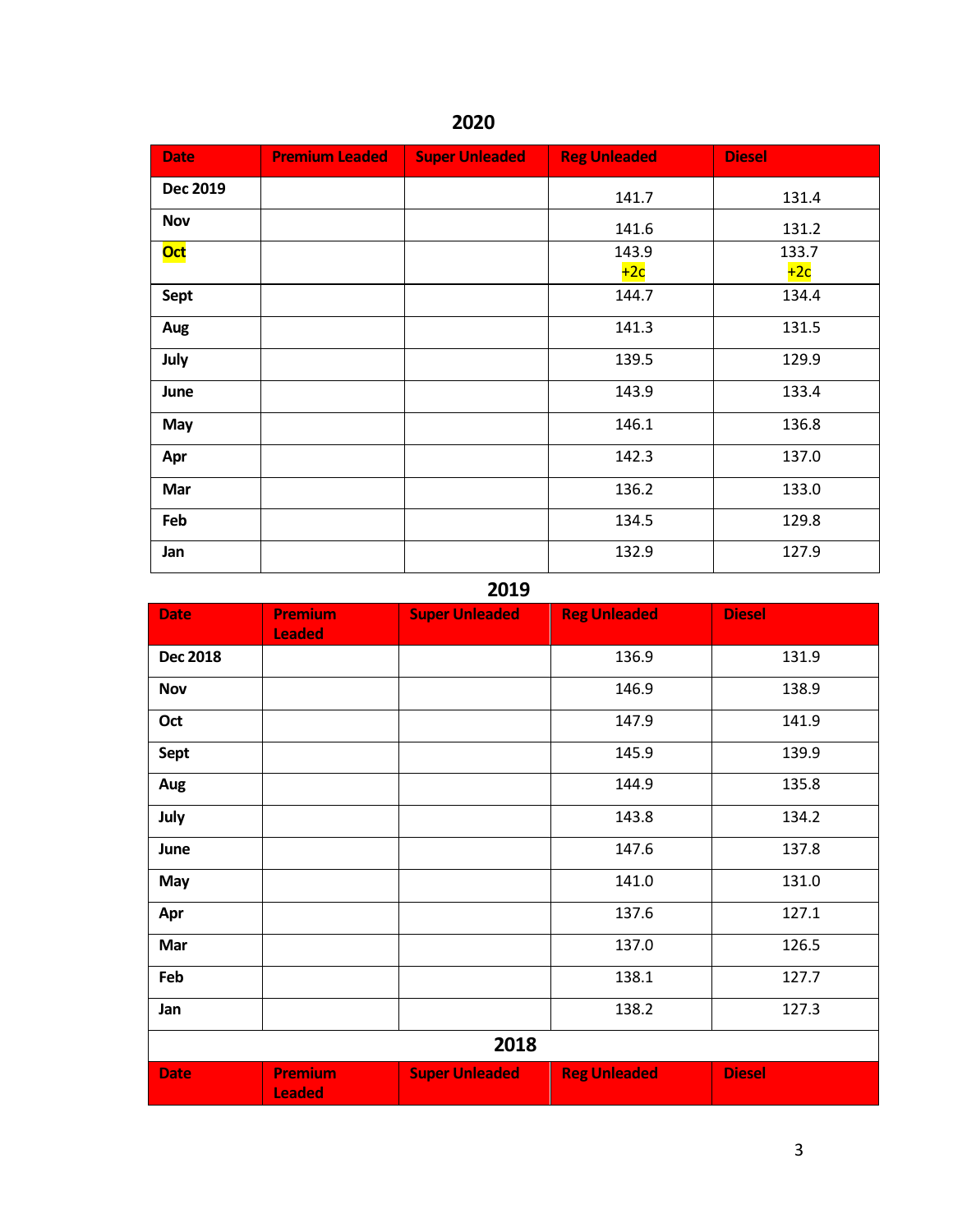## 2020

| Date | Premium Leaded | Super Unleaded | Reg Unleaded | Diesel |
|---|---|---|---|---|
| Dec 2019 | | | 141.7 | 131.4 |
| Nov | | | 141.6 | 131.2 |
| Oct | | | 143.9 +2c | 133.7 +2c |
| Sept | | | 144.7 | 134.4 |
| Aug | | | 141.3 | 131.5 |
| July | | | 139.5 | 129.9 |
| June | | | 143.9 | 133.4 |
| May | | | 146.1 | 136.8 |
| Apr | | | 142.3 | 137.0 |
| Mar | | | 136.2 | 133.0 |
| Feb | | | 134.5 | 129.8 |
| Jan | | | 132.9 | 127.9 |

## 2019

| Date | Premium Leaded | Super Unleaded | Reg Unleaded | Diesel |
|---|---|---|---|---|
| Dec 2018 | | | 136.9 | 131.9 |
| Nov | | | 146.9 | 138.9 |
| Oct | | | 147.9 | 141.9 |
| Sept | | | 145.9 | 139.9 |
| Aug | | | 144.9 | 135.8 |
| July | | | 143.8 | 134.2 |
| June | | | 147.6 | 137.8 |
| May | | | 141.0 | 131.0 |
| Apr | | | 137.6 | 127.1 |
| Mar | | | 137.0 | 126.5 |
| Feb | | | 138.1 | 127.7 |
| Jan | | | 138.2 | 127.3 |

## 2018

| Date | Premium Leaded | Super Unleaded | Reg Unleaded | Diesel |
|---|---|---|---|---|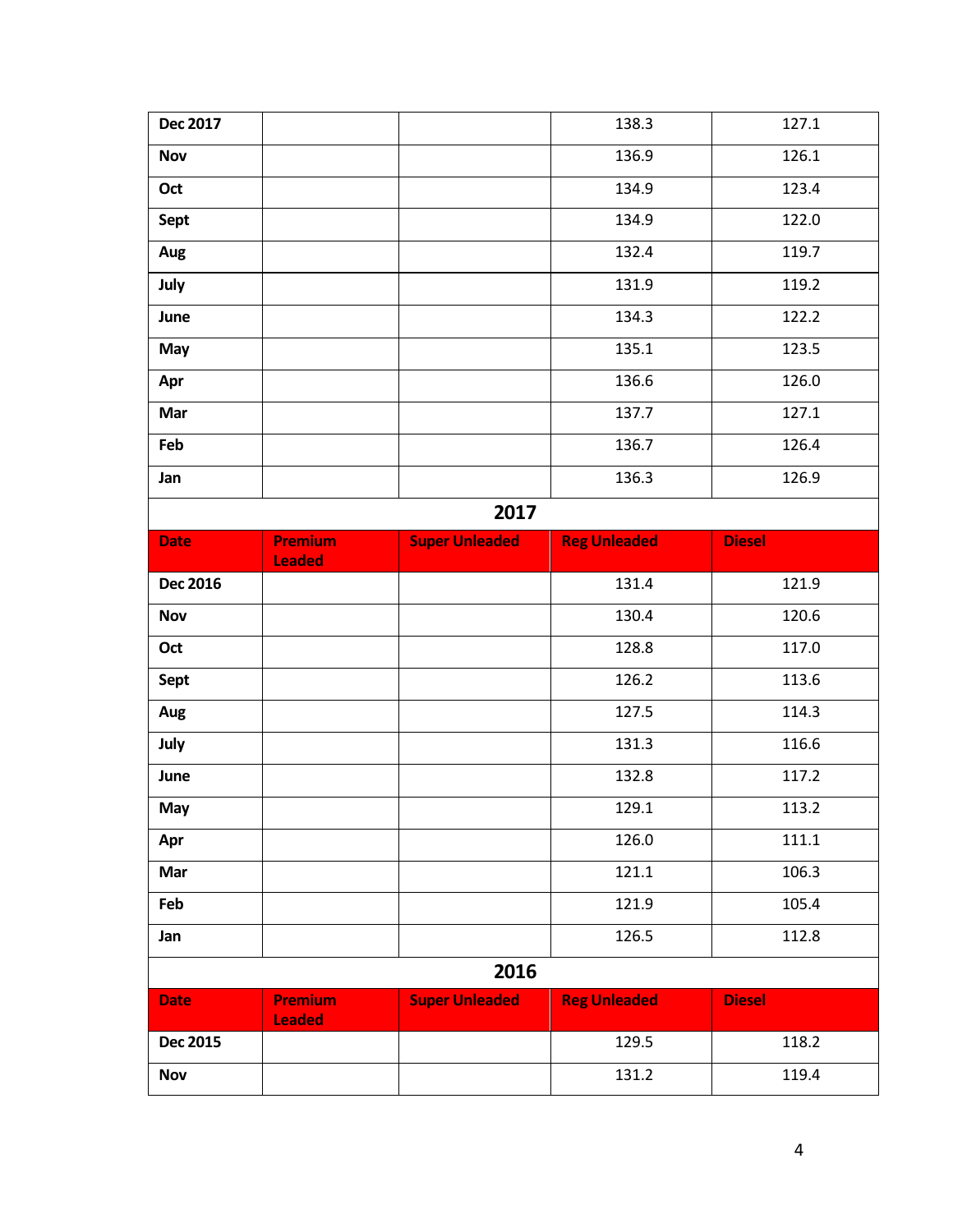| Dec 2017 | | | 138.3 | 127.1 |
|---|---|---|---|---|
| Nov | | | 136.9 | 126.1 |
| Oct | | | 134.9 | 123.4 |
| Sept | | | 134.9 | 122.0 |
| Aug | | | 132.4 | 119.7 |
| July | | | 131.9 | 119.2 |
| June | | | 134.3 | 122.2 |
| May | | | 135.1 | 123.5 |
| Apr | | | 136.6 | 126.0 |
| Mar | | | 137.7 | 127.1 |
| Feb | | | 136.7 | 126.4 |
| Jan | | | 136.3 | 126.9 |

## 2017

| Date | Premium Leaded | Super Unleaded | Reg Unleaded | Diesel |
|---|---|---|---|---|
| Dec 2016 | | | 131.4 | 121.9 |
| Nov | | | 130.4 | 120.6 |
| Oct | | | 128.8 | 117.0 |
| Sept | | | 126.2 | 113.6 |
| Aug | | | 127.5 | 114.3 |
| July | | | 131.3 | 116.6 |
| June | | | 132.8 | 117.2 |
| May | | | 129.1 | 113.2 |
| Apr | | | 126.0 | 111.1 |
| Mar | | | 121.1 | 106.3 |
| Feb | | | 121.9 | 105.4 |
| Jan | | | 126.5 | 112.8 |

## 2016

| Date | Premium Leaded | Super Unleaded | Reg Unleaded | Diesel |
|---|---|---|---|---|
| Dec 2015 | | | 129.5 | 118.2 |
| Nov | | | 131.2 | 119.4 |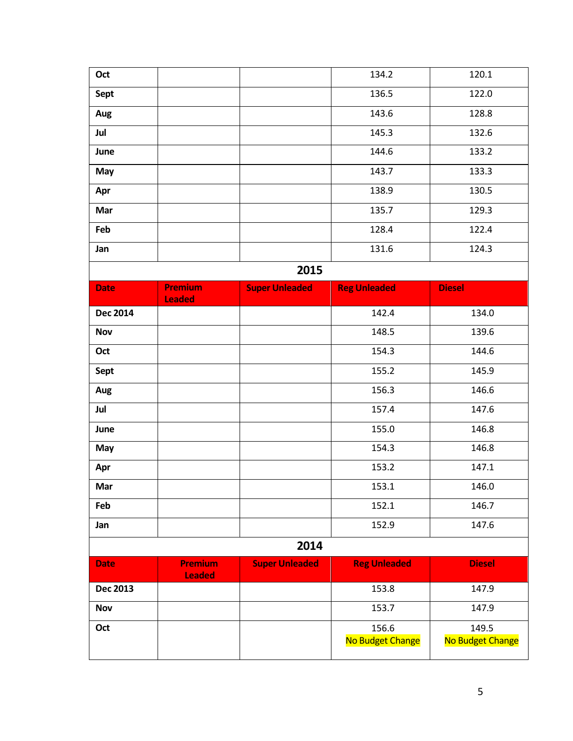| | | | | |
|---|---|---|---|---|
| **Oct** | | | 134.2 | 120.1 |
| **Sept** | | | 136.5 | 122.0 |
| **Aug** | | | 143.6 | 128.8 |
| **Jul** | | | 145.3 | 132.6 |
| **June** | | | 144.6 | 133.2 |
| **May** | | | 143.7 | 133.3 |
| **Apr** | | | 138.9 | 130.5 |
| **Mar** | | | 135.7 | 129.3 |
| **Feb** | | | 128.4 | 122.4 |
| **Jan** | | | 131.6 | 124.3 |

## 2015

| Date | Premium Leaded | Super Unleaded | Reg Unleaded | Diesel |
|---|---|---|---|---|
| **Dec 2014** | | | 142.4 | 134.0 |
| **Nov** | | | 148.5 | 139.6 |
| **Oct** | | | 154.3 | 144.6 |
| **Sept** | | | 155.2 | 145.9 |
| **Aug** | | | 156.3 | 146.6 |
| **Jul** | | | 157.4 | 147.6 |
| **June** | | | 155.0 | 146.8 |
| **May** | | | 154.3 | 146.8 |
| **Apr** | | | 153.2 | 147.1 |
| **Mar** | | | 153.1 | 146.0 |
| **Feb** | | | 152.1 | 146.7 |
| **Jan** | | | 152.9 | 147.6 |

## 2014

| Date | Premium Leaded | Super Unleaded | Reg Unleaded | Diesel |
|---|---|---|---|---|
| **Dec 2013** | | | 153.8 | 147.9 |
| **Nov** | | | 153.7 | 147.9 |
| **Oct** | | | 156.6 No Budget Change | 149.5 No Budget Change |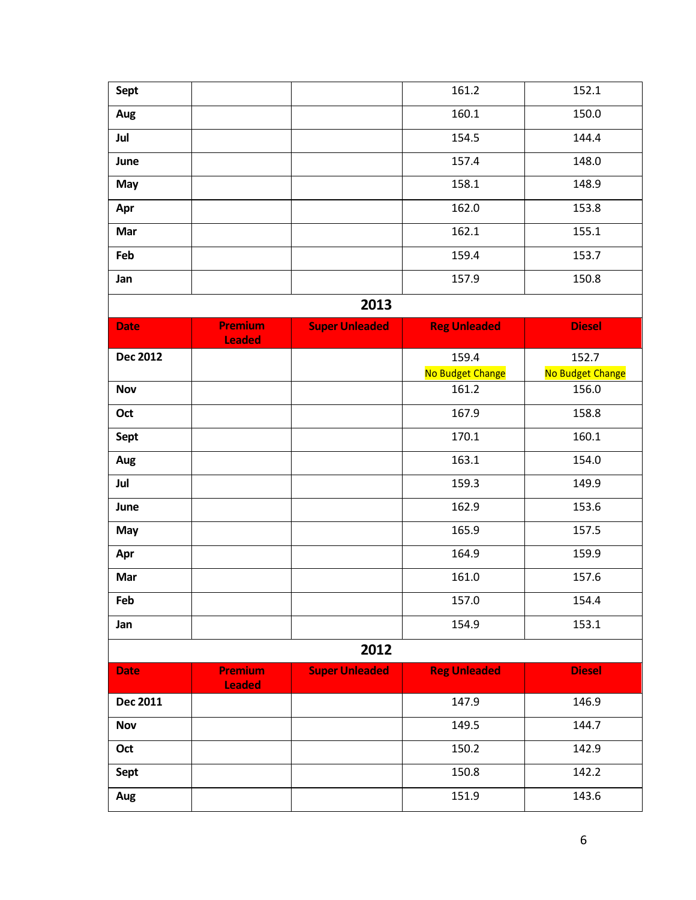| | | | | |
|---|---|---|---|---|
| **Sept** | | | 161.2 | 152.1 |
| **Aug** | | | 160.1 | 150.0 |
| **Jul** | | | 154.5 | 144.4 |
| **June** | | | 157.4 | 148.0 |
| **May** | | | 158.1 | 148.9 |
| **Apr** | | | 162.0 | 153.8 |
| **Mar** | | | 162.1 | 155.1 |
| **Feb** | | | 159.4 | 153.7 |
| **Jan** | | | 157.9 | 150.8 |

## 2013

| Date | Premium Leaded | Super Unleaded | Reg Unleaded | Diesel |
|---|---|---|---|---|
| **Dec 2012** | | | 159.4 No Budget Change | 152.7 No Budget Change |
| **Nov** | | | 161.2 | 156.0 |
| **Oct** | | | 167.9 | 158.8 |
| **Sept** | | | 170.1 | 160.1 |
| **Aug** | | | 163.1 | 154.0 |
| **Jul** | | | 159.3 | 149.9 |
| **June** | | | 162.9 | 153.6 |
| **May** | | | 165.9 | 157.5 |
| **Apr** | | | 164.9 | 159.9 |
| **Mar** | | | 161.0 | 157.6 |
| **Feb** | | | 157.0 | 154.4 |
| **Jan** | | | 154.9 | 153.1 |

## 2012

| Date | Premium Leaded | Super Unleaded | Reg Unleaded | Diesel |
|---|---|---|---|---|
| **Dec 2011** | | | 147.9 | 146.9 |
| **Nov** | | | 149.5 | 144.7 |
| **Oct** | | | 150.2 | 142.9 |
| **Sept** | | | 150.8 | 142.2 |
| **Aug** | | | 151.9 | 143.6 |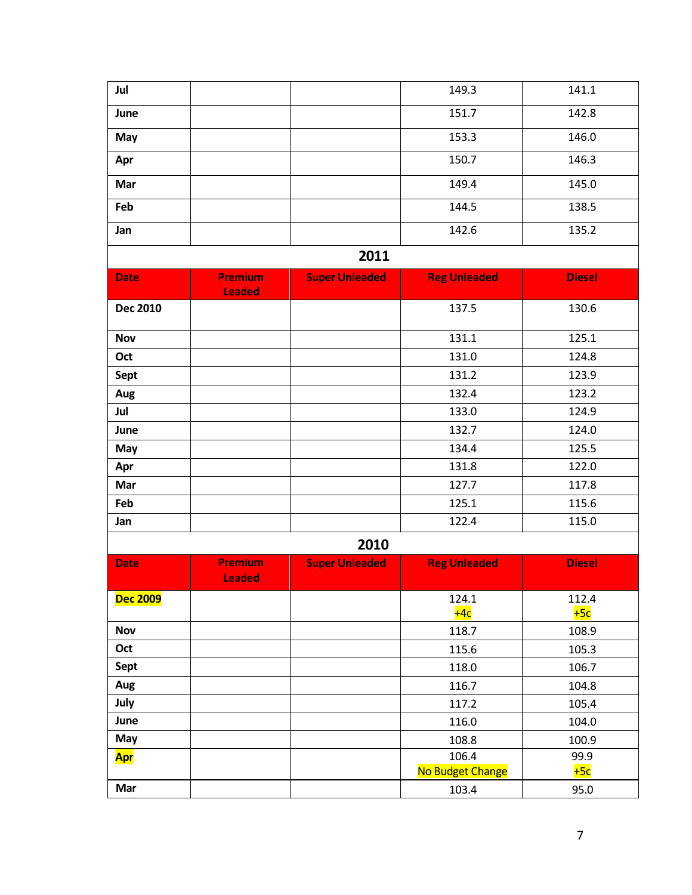| | | | | |
|---|---|---|---|---|
| **Jul** | | | 149.3 | 141.1 |
| **June** | | | 151.7 | 142.8 |
| **May** | | | 153.3 | 146.0 |
| **Apr** | | | 150.7 | 146.3 |
| **Mar** | | | 149.4 | 145.0 |
| **Feb** | | | 144.5 | 138.5 |
| **Jan** | | | 142.6 | 135.2 |

## 2011

| Date | Premium Leaded | Super Unleaded | Reg Unleaded | Diesel |
|---|---|---|---|---|
| **Dec 2010** | | | 137.5 | 130.6 |
| **Nov** | | | 131.1 | 125.1 |
| **Oct** | | | 131.0 | 124.8 |
| **Sept** | | | 131.2 | 123.9 |
| **Aug** | | | 132.4 | 123.2 |
| **Jul** | | | 133.0 | 124.9 |
| **June** | | | 132.7 | 124.0 |
| **May** | | | 134.4 | 125.5 |
| **Apr** | | | 131.8 | 122.0 |
| **Mar** | | | 127.7 | 117.8 |
| **Feb** | | | 125.1 | 115.6 |
| **Jan** | | | 122.4 | 115.0 |

## 2010

| Date | Premium Leaded | Super Unleaded | Reg Unleaded | Diesel |
|---|---|---|---|---|
| **Dec 2009** | | | 124.1 +4c | 112.4 +5c |
| **Nov** | | | 118.7 | 108.9 |
| **Oct** | | | 115.6 | 105.3 |
| **Sept** | | | 118.0 | 106.7 |
| **Aug** | | | 116.7 | 104.8 |
| **July** | | | 117.2 | 105.4 |
| **June** | | | 116.0 | 104.0 |
| **May** | | | 108.8 | 100.9 |
| **Apr** | | | 106.4 No Budget Change | 99.9 +5c |
| **Mar** | | | 103.4 | 95.0 |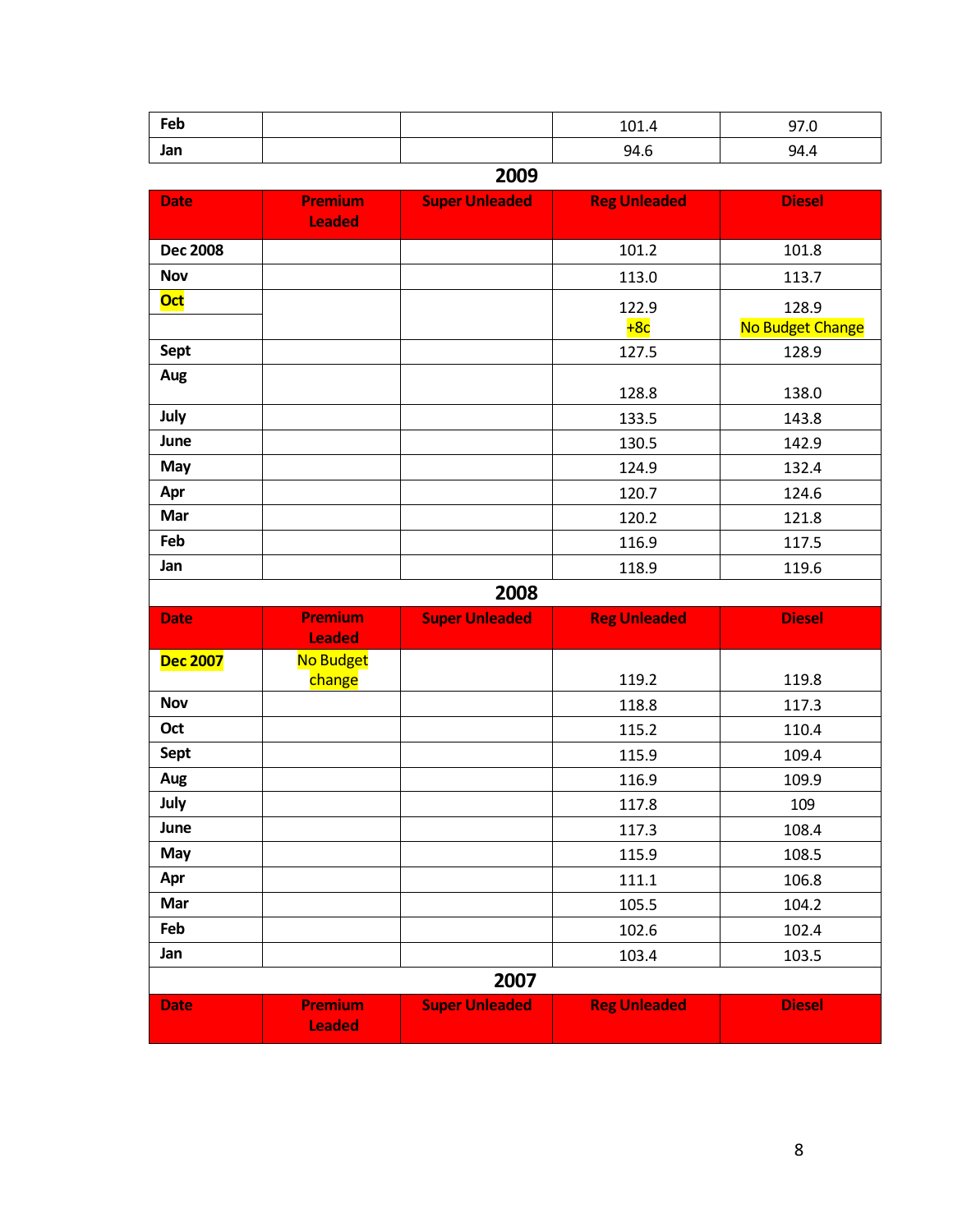| Feb | | | 101.4 | 97.0 |
|---|---|---|---|---|
| Jan | | | 94.6 | 94.4 |

## 2009

| Date | Premium Leaded | Super Unleaded | Reg Unleaded | Diesel |
|---|---|---|---|---|
| Dec 2008 | | | 101.2 | 101.8 |
| Nov | | | 113.0 | 113.7 |
| Oct | | | 122.9 +8c | 128.9 No Budget Change |
| Sept | | | 127.5 | 128.9 |
| Aug | | | 128.8 | 138.0 |
| July | | | 133.5 | 143.8 |
| June | | | 130.5 | 142.9 |
| May | | | 124.9 | 132.4 |
| Apr | | | 120.7 | 124.6 |
| Mar | | | 120.2 | 121.8 |
| Feb | | | 116.9 | 117.5 |
| Jan | | | 118.9 | 119.6 |

## 2008

| Date | Premium Leaded | Super Unleaded | Reg Unleaded | Diesel |
|---|---|---|---|---|
| Dec 2007 | No Budget change | | 119.2 | 119.8 |
| Nov | | | 118.8 | 117.3 |
| Oct | | | 115.2 | 110.4 |
| Sept | | | 115.9 | 109.4 |
| Aug | | | 116.9 | 109.9 |
| July | | | 117.8 | 109 |
| June | | | 117.3 | 108.4 |
| May | | | 115.9 | 108.5 |
| Apr | | | 111.1 | 106.8 |
| Mar | | | 105.5 | 104.2 |
| Feb | | | 102.6 | 102.4 |
| Jan | | | 103.4 | 103.5 |

## 2007

| Date | Premium Leaded | Super Unleaded | Reg Unleaded | Diesel |
|---|---|---|---|---|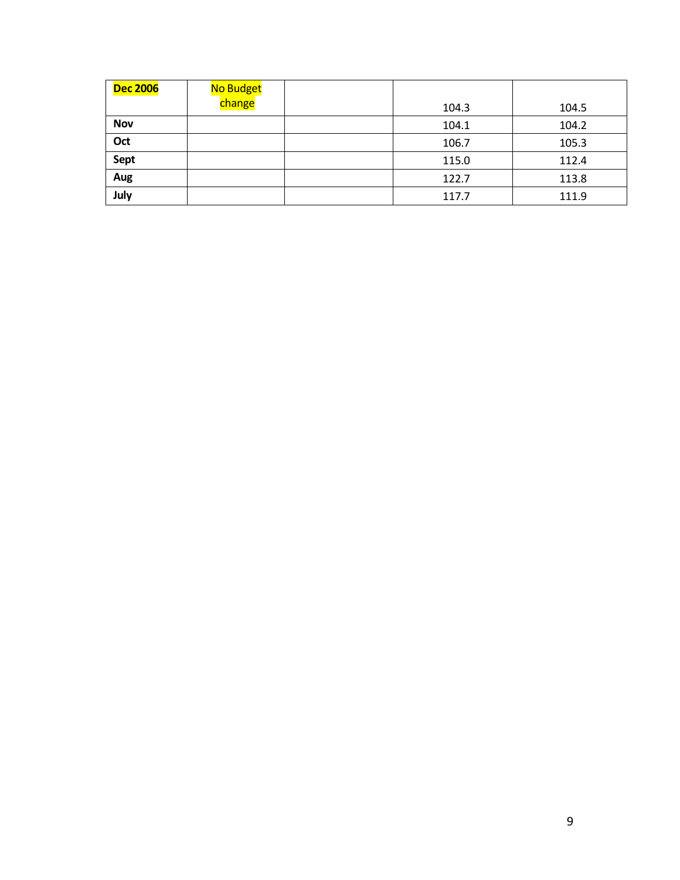| Dec 2006 | No Budget change | | 104.3 | 104.5 |
|---|---|---|---|---|
| Nov | | | 104.1 | 104.2 |
| Oct | | | 106.7 | 105.3 |
| Sept | | | 115.0 | 112.4 |
| Aug | | | 122.7 | 113.8 |
| July | | | 117.7 | 111.9 |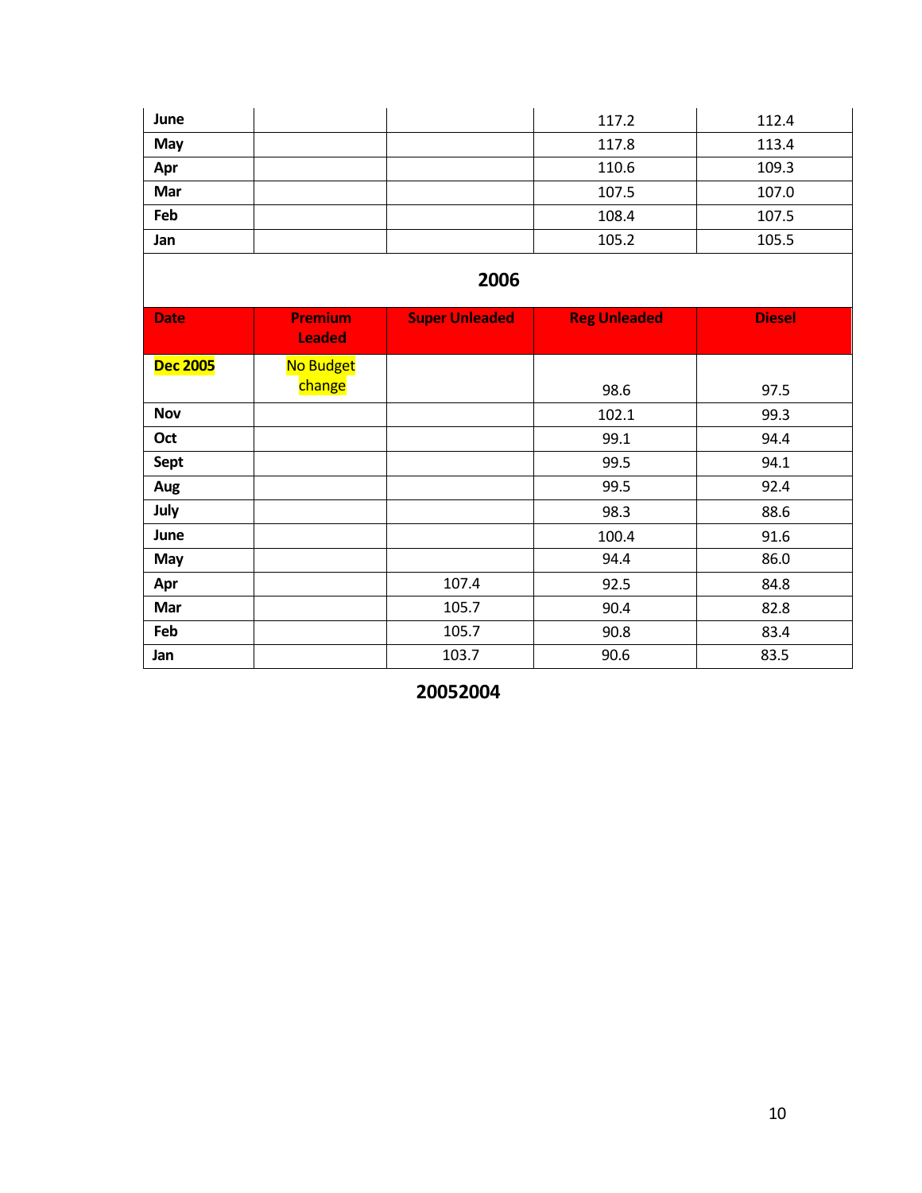| | | | | |
|---|---|---|---|---|
| **June** | | | 117.2 | 112.4 |
| **May** | | | 117.8 | 113.4 |
| **Apr** | | | 110.6 | 109.3 |
| **Mar** | | | 107.5 | 107.0 |
| **Feb** | | | 108.4 | 107.5 |
| **Jan** | | | 105.2 | 105.5 |

## 2006

| Date | Premium Leaded | Super Unleaded | Reg Unleaded | Diesel |
|---|---|---|---|---|
| **Dec 2005** | No Budget change | | 98.6 | 97.5 |
| **Nov** | | | 102.1 | 99.3 |
| **Oct** | | | 99.1 | 94.4 |
| **Sept** | | | 99.5 | 94.1 |
| **Aug** | | | 99.5 | 92.4 |
| **July** | | | 98.3 | 88.6 |
| **June** | | | 100.4 | 91.6 |
| **May** | | | 94.4 | 86.0 |
| **Apr** | | 107.4 | 92.5 | 84.8 |
| **Mar** | | 105.7 | 90.4 | 82.8 |
| **Feb** | | 105.7 | 90.8 | 83.4 |
| **Jan** | | 103.7 | 90.6 | 83.5 |

## 20052004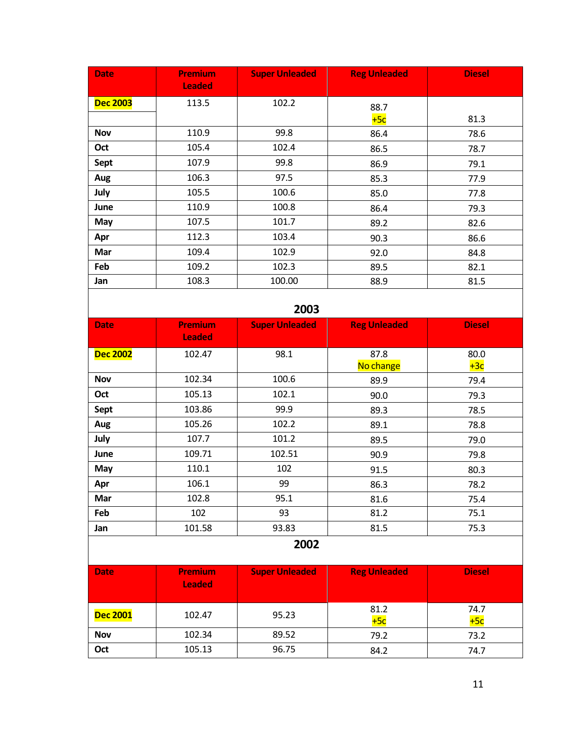| Date | Premium Leaded | Super Unleaded | Reg Unleaded | Diesel |
|---|---|---|---|---|
| Dec 2003 | 113.5 | 102.2 | 88.7 +5c | 81.3 |
| Nov | 110.9 | 99.8 | 86.4 | 78.6 |
| Oct | 105.4 | 102.4 | 86.5 | 78.7 |
| Sept | 107.9 | 99.8 | 86.9 | 79.1 |
| Aug | 106.3 | 97.5 | 85.3 | 77.9 |
| July | 105.5 | 100.6 | 85.0 | 77.8 |
| June | 110.9 | 100.8 | 86.4 | 79.3 |
| May | 107.5 | 101.7 | 89.2 | 82.6 |
| Apr | 112.3 | 103.4 | 90.3 | 86.6 |
| Mar | 109.4 | 102.9 | 92.0 | 84.8 |
| Feb | 109.2 | 102.3 | 89.5 | 82.1 |
| Jan | 108.3 | 100.00 | 88.9 | 81.5 |

## 2003

| Date | Premium Leaded | Super Unleaded | Reg Unleaded | Diesel |
|---|---|---|---|---|
| Dec 2002 | 102.47 | 98.1 | 87.8 No change | 80.0 +3c |
| Nov | 102.34 | 100.6 | 89.9 | 79.4 |
| Oct | 105.13 | 102.1 | 90.0 | 79.3 |
| Sept | 103.86 | 99.9 | 89.3 | 78.5 |
| Aug | 105.26 | 102.2 | 89.1 | 78.8 |
| July | 107.7 | 101.2 | 89.5 | 79.0 |
| June | 109.71 | 102.51 | 90.9 | 79.8 |
| May | 110.1 | 102 | 91.5 | 80.3 |
| Apr | 106.1 | 99 | 86.3 | 78.2 |
| Mar | 102.8 | 95.1 | 81.6 | 75.4 |
| Feb | 102 | 93 | 81.2 | 75.1 |
| Jan | 101.58 | 93.83 | 81.5 | 75.3 |

## 2002

| Date | Premium Leaded | Super Unleaded | Reg Unleaded | Diesel |
|---|---|---|---|---|
| Dec 2001 | 102.47 | 95.23 | 81.2 +5c | 74.7 +5c |
| Nov | 102.34 | 89.52 | 79.2 | 73.2 |
| Oct | 105.13 | 96.75 | 84.2 | 74.7 |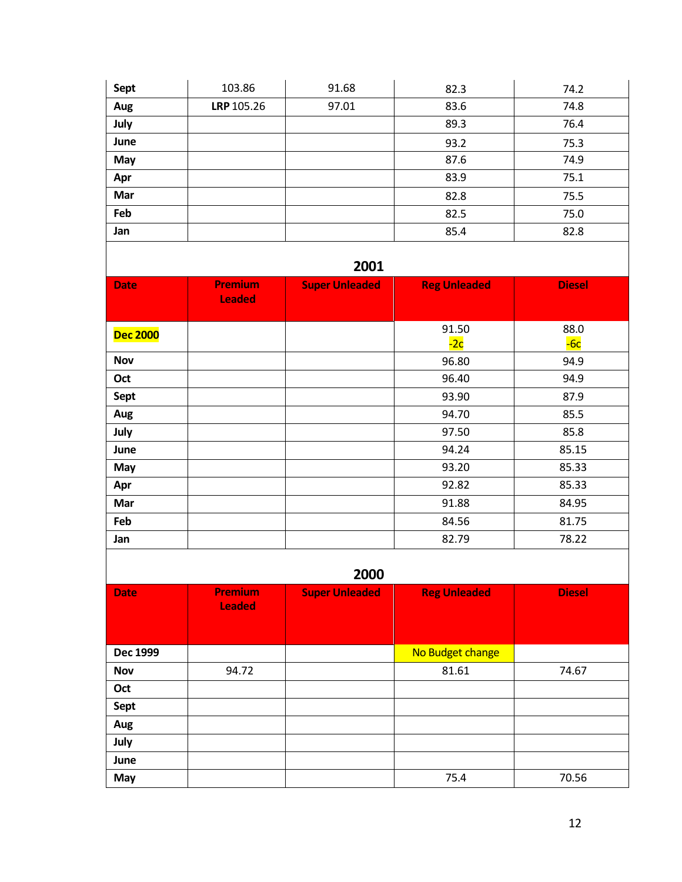| | | | | |
|---|---|---|---|---|
| **Sept** | 103.86 | 91.68 | 82.3 | 74.2 |
| **Aug** | **LRP** 105.26 | 97.01 | 83.6 | 74.8 |
| **July** | | | 89.3 | 76.4 |
| **June** | | | 93.2 | 75.3 |
| **May** | | | 87.6 | 74.9 |
| **Apr** | | | 83.9 | 75.1 |
| **Mar** | | | 82.8 | 75.5 |
| **Feb** | | | 82.5 | 75.0 |
| **Jan** | | | 85.4 | 82.8 |

## 2001

| Date | Premium Leaded | Super Unleaded | Reg Unleaded | Diesel |
|---|---|---|---|---|
| **Dec 2000** | | | 91.50 -2c | 88.0 -6c |
| **Nov** | | | 96.80 | 94.9 |
| **Oct** | | | 96.40 | 94.9 |
| **Sept** | | | 93.90 | 87.9 |
| **Aug** | | | 94.70 | 85.5 |
| **July** | | | 97.50 | 85.8 |
| **June** | | | 94.24 | 85.15 |
| **May** | | | 93.20 | 85.33 |
| **Apr** | | | 92.82 | 85.33 |
| **Mar** | | | 91.88 | 84.95 |
| **Feb** | | | 84.56 | 81.75 |
| **Jan** | | | 82.79 | 78.22 |

## 2000

| Date | Premium Leaded | Super Unleaded | Reg Unleaded | Diesel |
|---|---|---|---|---|
| **Dec 1999** | | | No Budget change | |
| **Nov** | 94.72 | | 81.61 | 74.67 |
| **Oct** | | | | |
| **Sept** | | | | |
| **Aug** | | | | |
| **July** | | | | |
| **June** | | | | |
| **May** | | | 75.4 | 70.56 |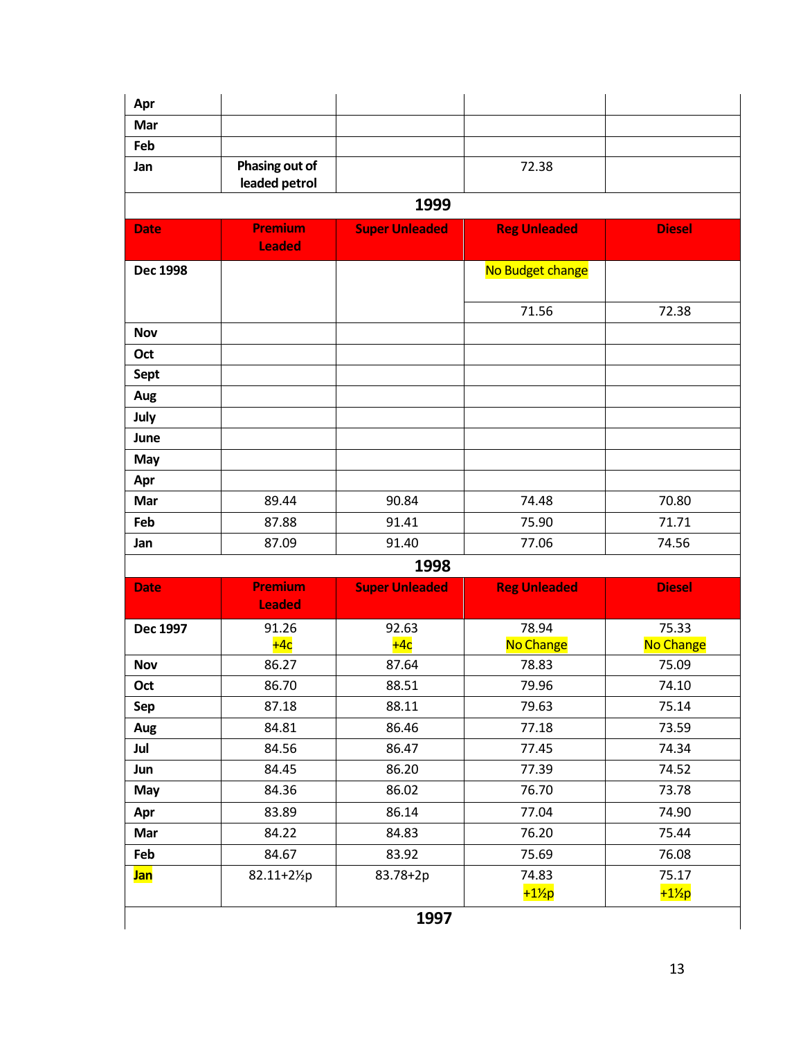| | | | | |
|---|---|---|---|---|
| **Apr** | | | | |
| **Mar** | | | | |
| **Feb** | | | | |
| **Jan** | **Phasing out of leaded petrol** | | 72.38 | |

**1999**

| Date | Premium Leaded | Super Unleaded | Reg Unleaded | Diesel |
|---|---|---|---|---|
| **Dec 1998** | | | No Budget change<br>71.56 | 72.38 |
| **Nov** | | | | |
| **Oct** | | | | |
| **Sept** | | | | |
| **Aug** | | | | |
| **July** | | | | |
| **June** | | | | |
| **May** | | | | |
| **Apr** | | | | |
| **Mar** | 89.44 | 90.84 | 74.48 | 70.80 |
| **Feb** | 87.88 | 91.41 | 75.90 | 71.71 |
| **Jan** | 87.09 | 91.40 | 77.06 | 74.56 |

**1998**

| Date | Premium Leaded | Super Unleaded | Reg Unleaded | Diesel |
|---|---|---|---|---|
| **Dec 1997** | 91.26<br>+4c | 92.63<br>+4c | 78.94<br>No Change | 75.33<br>No Change |
| **Nov** | 86.27 | 87.64 | 78.83 | 75.09 |
| **Oct** | 86.70 | 88.51 | 79.96 | 74.10 |
| **Sep** | 87.18 | 88.11 | 79.63 | 75.14 |
| **Aug** | 84.81 | 86.46 | 77.18 | 73.59 |
| **Jul** | 84.56 | 86.47 | 77.45 | 74.34 |
| **Jun** | 84.45 | 86.20 | 77.39 | 74.52 |
| **May** | 84.36 | 86.02 | 76.70 | 73.78 |
| **Apr** | 83.89 | 86.14 | 77.04 | 74.90 |
| **Mar** | 84.22 | 84.83 | 76.20 | 75.44 |
| **Feb** | 84.67 | 83.92 | 75.69 | 76.08 |
| **Jan** | 82.11+2½p | 83.78+2p | 74.83<br>+1½p | 75.17<br>+1½p |

**1997**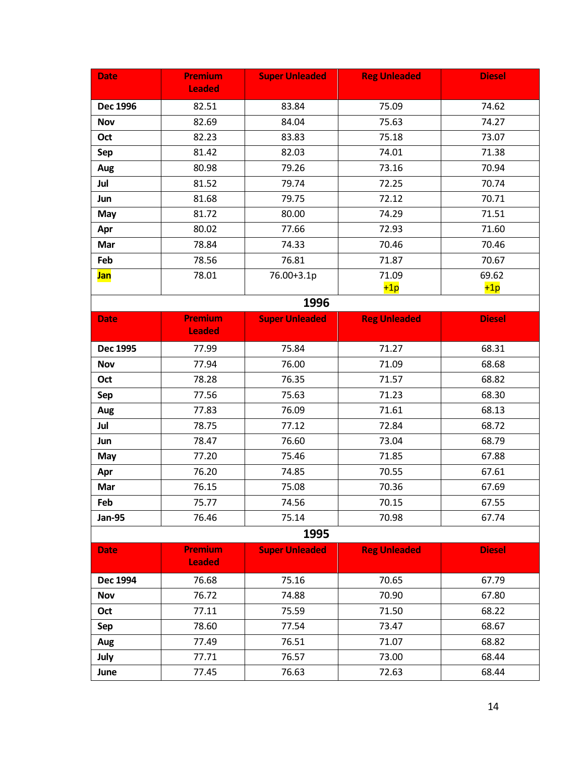| Date | Premium Leaded | Super Unleaded | Reg Unleaded | Diesel |
|---|---|---|---|---|
| **Dec 1996** | 82.51 | 83.84 | 75.09 | 74.62 |
| **Nov** | 82.69 | 84.04 | 75.63 | 74.27 |
| **Oct** | 82.23 | 83.83 | 75.18 | 73.07 |
| **Sep** | 81.42 | 82.03 | 74.01 | 71.38 |
| **Aug** | 80.98 | 79.26 | 73.16 | 70.94 |
| **Jul** | 81.52 | 79.74 | 72.25 | 70.74 |
| **Jun** | 81.68 | 79.75 | 72.12 | 70.71 |
| **May** | 81.72 | 80.00 | 74.29 | 71.51 |
| **Apr** | 80.02 | 77.66 | 72.93 | 71.60 |
| **Mar** | 78.84 | 74.33 | 70.46 | 70.46 |
| **Feb** | 78.56 | 76.81 | 71.87 | 70.67 |
| **Jan** | 78.01 | 76.00+3.1p | 71.09 +1p | 69.62 +1p |

## 1996

| Date | Premium Leaded | Super Unleaded | Reg Unleaded | Diesel |
|---|---|---|---|---|
| **Dec 1995** | 77.99 | 75.84 | 71.27 | 68.31 |
| **Nov** | 77.94 | 76.00 | 71.09 | 68.68 |
| **Oct** | 78.28 | 76.35 | 71.57 | 68.82 |
| **Sep** | 77.56 | 75.63 | 71.23 | 68.30 |
| **Aug** | 77.83 | 76.09 | 71.61 | 68.13 |
| **Jul** | 78.75 | 77.12 | 72.84 | 68.72 |
| **Jun** | 78.47 | 76.60 | 73.04 | 68.79 |
| **May** | 77.20 | 75.46 | 71.85 | 67.88 |
| **Apr** | 76.20 | 74.85 | 70.55 | 67.61 |
| **Mar** | 76.15 | 75.08 | 70.36 | 67.69 |
| **Feb** | 75.77 | 74.56 | 70.15 | 67.55 |
| **Jan-95** | 76.46 | 75.14 | 70.98 | 67.74 |

## 1995

| Date | Premium Leaded | Super Unleaded | Reg Unleaded | Diesel |
|---|---|---|---|---|
| **Dec 1994** | 76.68 | 75.16 | 70.65 | 67.79 |
| **Nov** | 76.72 | 74.88 | 70.90 | 67.80 |
| **Oct** | 77.11 | 75.59 | 71.50 | 68.22 |
| **Sep** | 78.60 | 77.54 | 73.47 | 68.67 |
| **Aug** | 77.49 | 76.51 | 71.07 | 68.82 |
| **July** | 77.71 | 76.57 | 73.00 | 68.44 |
| **June** | 77.45 | 76.63 | 72.63 | 68.44 |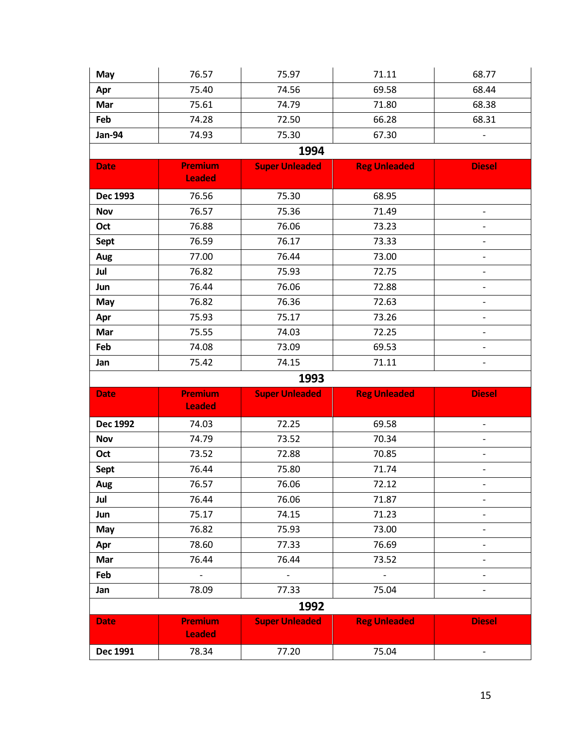| | | | | |
|---|---|---|---|---|
| **May** | 76.57 | 75.97 | 71.11 | 68.77 |
| **Apr** | 75.40 | 74.56 | 69.58 | 68.44 |
| **Mar** | 75.61 | 74.79 | 71.80 | 68.38 |
| **Feb** | 74.28 | 72.50 | 66.28 | 68.31 |
| **Jan-94** | 74.93 | 75.30 | 67.30 | - |

**1994**

| Date | Premium Leaded | Super Unleaded | Reg Unleaded | Diesel |
|---|---|---|---|---|
| **Dec 1993** | 76.56 | 75.30 | 68.95 | |
| **Nov** | 76.57 | 75.36 | 71.49 | - |
| **Oct** | 76.88 | 76.06 | 73.23 | - |
| **Sept** | 76.59 | 76.17 | 73.33 | - |
| **Aug** | 77.00 | 76.44 | 73.00 | - |
| **Jul** | 76.82 | 75.93 | 72.75 | - |
| **Jun** | 76.44 | 76.06 | 72.88 | - |
| **May** | 76.82 | 76.36 | 72.63 | - |
| **Apr** | 75.93 | 75.17 | 73.26 | - |
| **Mar** | 75.55 | 74.03 | 72.25 | - |
| **Feb** | 74.08 | 73.09 | 69.53 | - |
| **Jan** | 75.42 | 74.15 | 71.11 | - |

**1993**

| Date | Premium Leaded | Super Unleaded | Reg Unleaded | Diesel |
|---|---|---|---|---|
| **Dec 1992** | 74.03 | 72.25 | 69.58 | - |
| **Nov** | 74.79 | 73.52 | 70.34 | - |
| **Oct** | 73.52 | 72.88 | 70.85 | - |
| **Sept** | 76.44 | 75.80 | 71.74 | - |
| **Aug** | 76.57 | 76.06 | 72.12 | - |
| **Jul** | 76.44 | 76.06 | 71.87 | - |
| **Jun** | 75.17 | 74.15 | 71.23 | - |
| **May** | 76.82 | 75.93 | 73.00 | - |
| **Apr** | 78.60 | 77.33 | 76.69 | - |
| **Mar** | 76.44 | 76.44 | 73.52 | - |
| **Feb** | - | - | - | - |
| **Jan** | 78.09 | 77.33 | 75.04 | - |

**1992**

| Date | Premium Leaded | Super Unleaded | Reg Unleaded | Diesel |
|---|---|---|---|---|
| **Dec 1991** | 78.34 | 77.20 | 75.04 | - |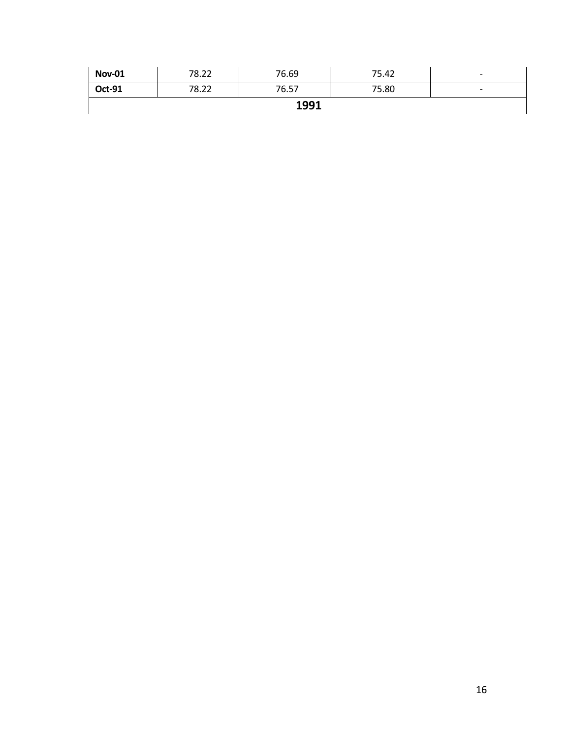| | | | | |
|---|---|---|---|---|
| **Nov-01** | 78.22 | 76.69 | 75.42 | - |
| **Oct-91** | 78.22 | 76.57 | 75.80 | - |
| **1991** | | | | |